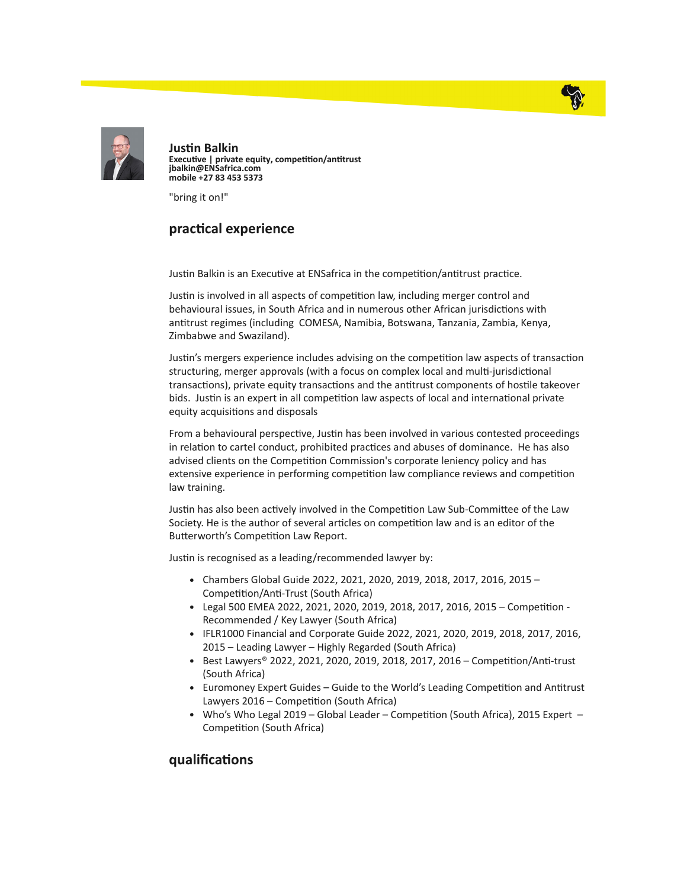**Justin Balkin**
**Executive | private equity, competition/antitrust**
**jbalkin@ENSafrica.com**
**mobile +27 83 453 5373**

"bring it on!"

## practical experience

Justin Balkin is an Executive at ENSafrica in the competition/antitrust practice.

Justin is involved in all aspects of competition law, including merger control and behavioural issues, in South Africa and in numerous other African jurisdictions with antitrust regimes (including COMESA, Namibia, Botswana, Tanzania, Zambia, Kenya, Zimbabwe and Swaziland).

Justin's mergers experience includes advising on the competition law aspects of transaction structuring, merger approvals (with a focus on complex local and multi-jurisdictional transactions), private equity transactions and the antitrust components of hostile takeover bids. Justin is an expert in all competition law aspects of local and international private equity acquisitions and disposals

From a behavioural perspective, Justin has been involved in various contested proceedings in relation to cartel conduct, prohibited practices and abuses of dominance. He has also advised clients on the Competition Commission's corporate leniency policy and has extensive experience in performing competition law compliance reviews and competition law training.

Justin has also been actively involved in the Competition Law Sub-Committee of the Law Society. He is the author of several articles on competition law and is an editor of the Butterworth's Competition Law Report.

Justin is recognised as a leading/recommended lawyer by:

- Chambers Global Guide 2022, 2021, 2020, 2019, 2018, 2017, 2016, 2015 – Competition/Anti-Trust (South Africa)
- Legal 500 EMEA 2022, 2021, 2020, 2019, 2018, 2017, 2016, 2015 – Competition - Recommended / Key Lawyer (South Africa)
- IFLR1000 Financial and Corporate Guide 2022, 2021, 2020, 2019, 2018, 2017, 2016, 2015 – Leading Lawyer – Highly Regarded (South Africa)
- Best Lawyers® 2022, 2021, 2020, 2019, 2018, 2017, 2016 – Competition/Anti-trust (South Africa)
- Euromoney Expert Guides – Guide to the World's Leading Competition and Antitrust Lawyers 2016 – Competition (South Africa)
- Who's Who Legal 2019 – Global Leader – Competition (South Africa), 2015 Expert – Competition (South Africa)

## qualifications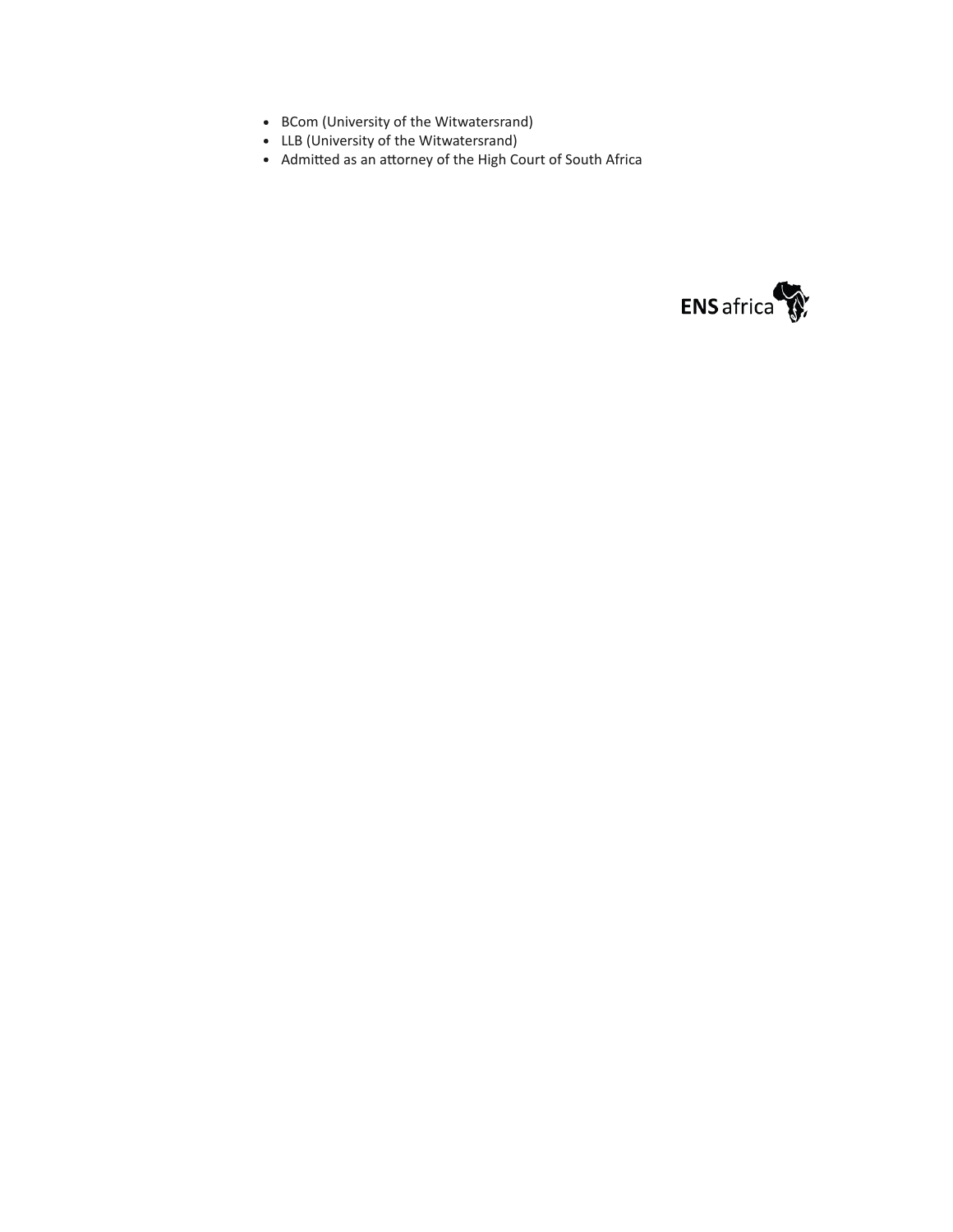- BCom (University of the Witwatersrand)
- LLB (University of the Witwatersrand)
- Admitted as an attorney of the High Court of South Africa

**ENS** africa